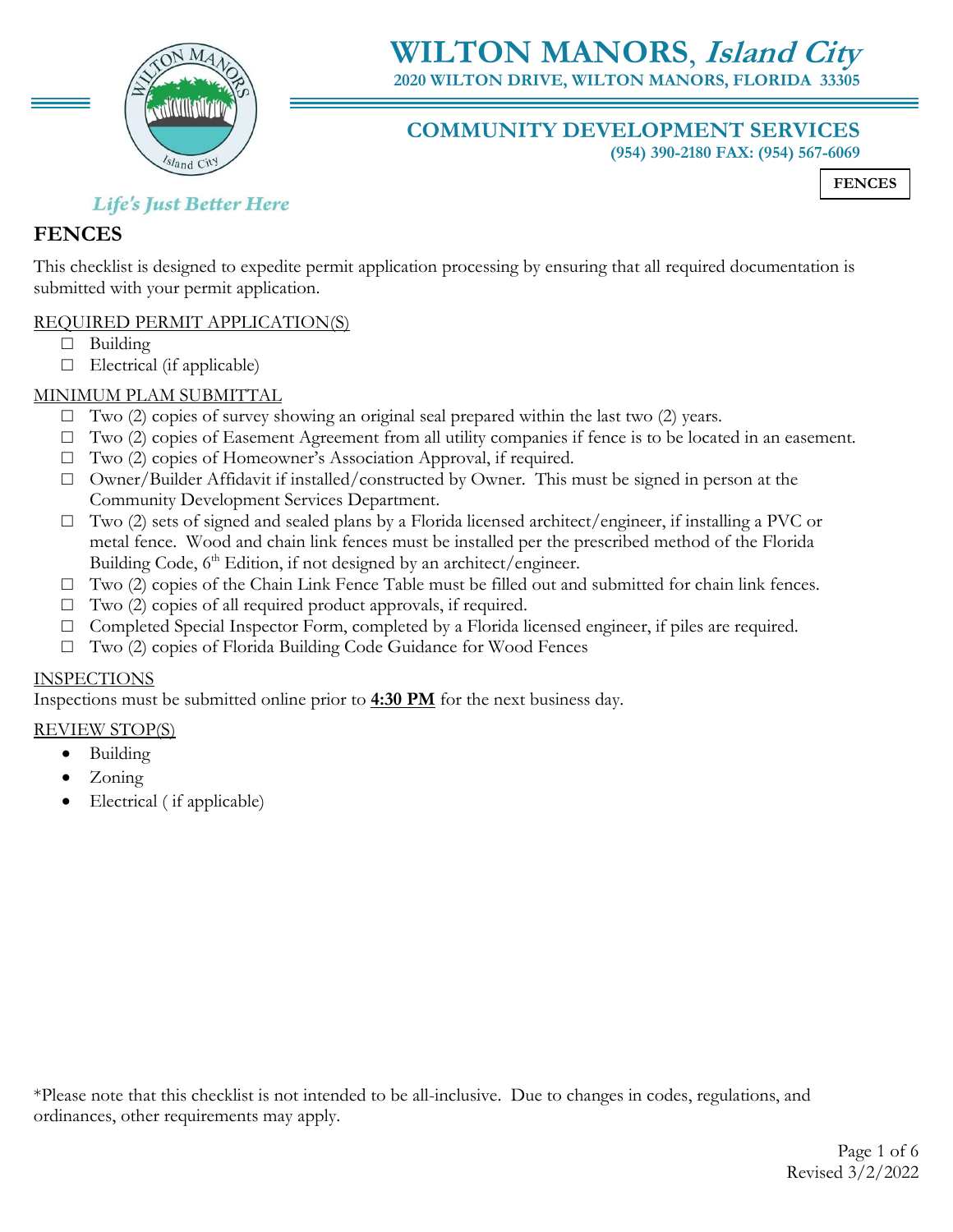# WILTON MANORS, *Island City*

**2020 WILTON DRIVE, WILTON MANORS, FLORIDA 33305**

***Life's Just Better Here***

## COMMUNITY DEVELOPMENT SERVICES

**(954) 390-2180 FAX: (954) 567-6069**

**FENCES**

## FENCES

This checklist is designed to expedite permit application processing by ensuring that all required documentation is submitted with your permit application.

REQUIRED PERMIT APPLICATION(S)

- ☐ Building
- ☐ Electrical (if applicable)

MINIMUM PLAM SUBMITTAL

- ☐ Two (2) copies of survey showing an original seal prepared within the last two (2) years.
- ☐ Two (2) copies of Easement Agreement from all utility companies if fence is to be located in an easement.
- ☐ Two (2) copies of Homeowner's Association Approval, if required.
- ☐ Owner/Builder Affidavit if installed/constructed by Owner. This must be signed in person at the Community Development Services Department.
- ☐ Two (2) sets of signed and sealed plans by a Florida licensed architect/engineer, if installing a PVC or metal fence. Wood and chain link fences must be installed per the prescribed method of the Florida Building Code, 6th Edition, if not designed by an architect/engineer.
- ☐ Two (2) copies of the Chain Link Fence Table must be filled out and submitted for chain link fences.
- ☐ Two (2) copies of all required product approvals, if required.
- ☐ Completed Special Inspector Form, completed by a Florida licensed engineer, if piles are required.
- ☐ Two (2) copies of Florida Building Code Guidance for Wood Fences

INSPECTIONS

Inspections must be submitted online prior to **4:30 PM** for the next business day.

REVIEW STOP(S)

- Building
- Zoning
- Electrical ( if applicable)

*Please note that this checklist is not intended to be all-inclusive. Due to changes in codes, regulations, and ordinances, other requirements may apply.

Revised 3/2/2022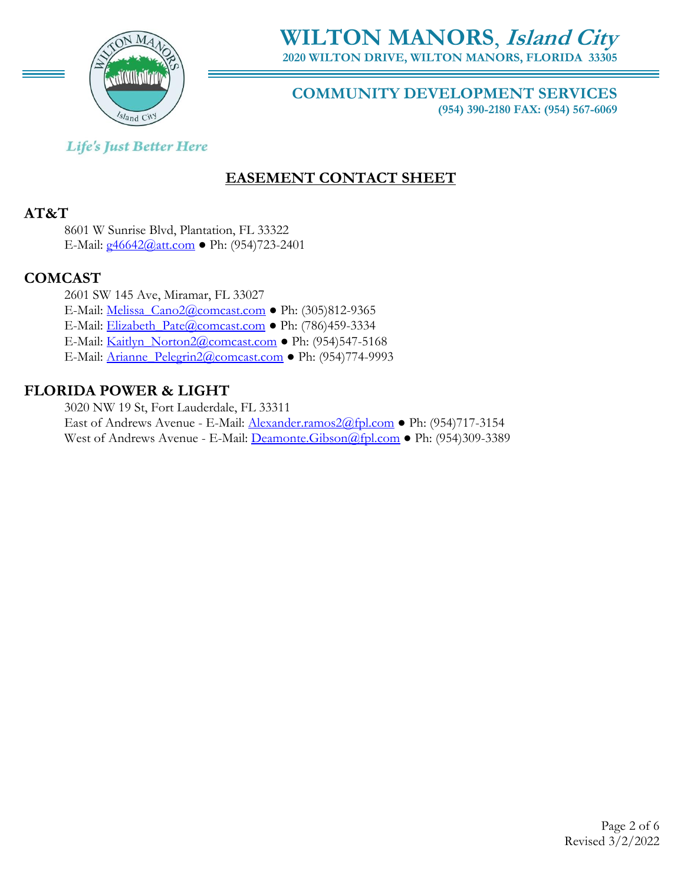# WILTON MANORS, *Island City*

**2020 WILTON DRIVE, WILTON MANORS, FLORIDA 33305**

**COMMUNITY DEVELOPMENT SERVICES**

**(954) 390-2180 FAX: (954) 567-6069**

*Life's Just Better Here*

## EASEMENT CONTACT SHEET

### AT&T

8601 W Sunrise Blvd, Plantation, FL 33322
E-Mail: g46642@att.com ● Ph: (954)723-2401

### COMCAST

2601 SW 145 Ave, Miramar, FL 33027
E-Mail: Melissa_Cano2@comcast.com ● Ph: (305)812-9365
E-Mail: Elizabeth_Pate@comcast.com ● Ph: (786)459-3334
E-Mail: Kaitlyn_Norton2@comcast.com ● Ph: (954)547-5168
E-Mail: Arianne_Pelegrin2@comcast.com ● Ph: (954)774-9993

### FLORIDA POWER & LIGHT

3020 NW 19 St, Fort Lauderdale, FL 33311
East of Andrews Avenue - E-Mail: Alexander.ramos2@fpl.com ● Ph: (954)717-3154
West of Andrews Avenue - E-Mail: Deamonte.Gibson@fpl.com ● Ph: (954)309-3389

Revised 3/2/2022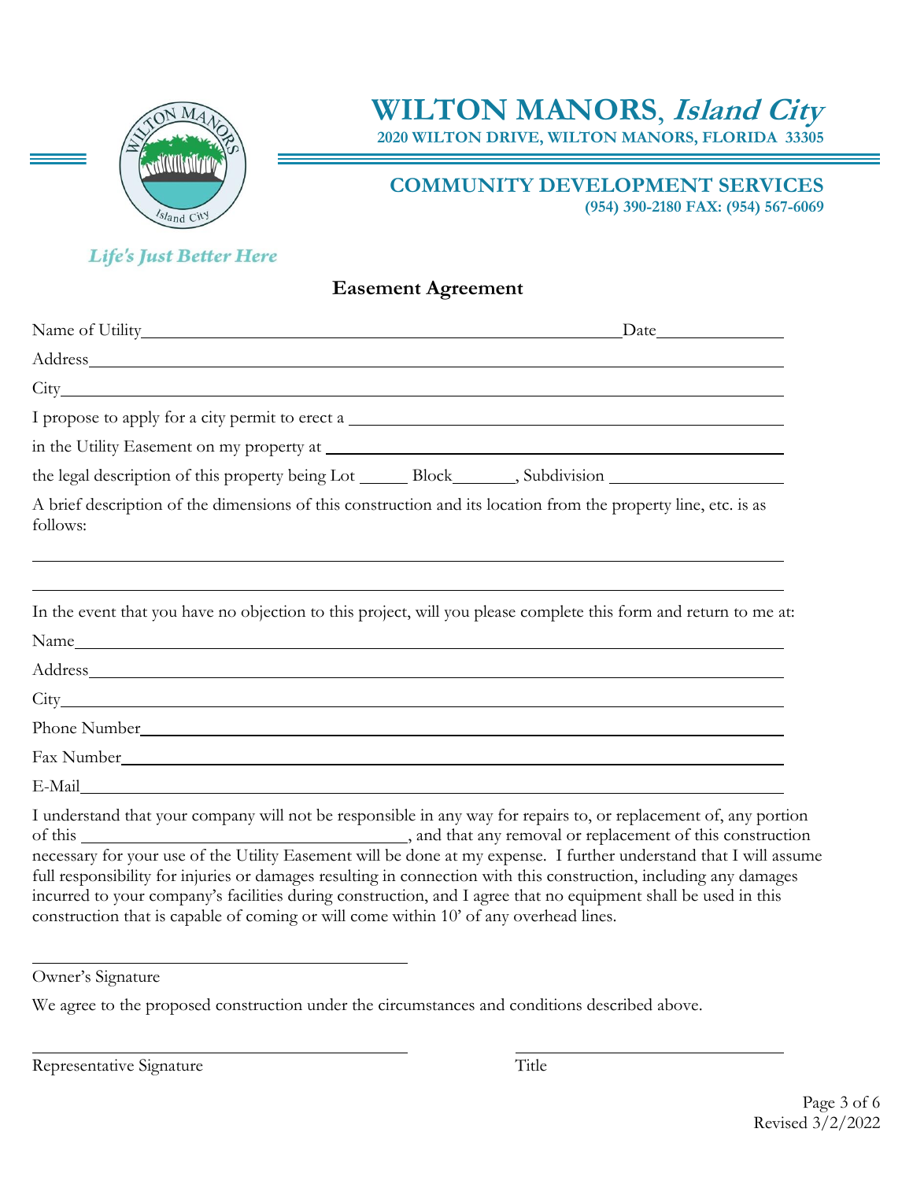# WILTON MANORS, *Island City*

**2020 WILTON DRIVE, WILTON MANORS, FLORIDA 33305**

## COMMUNITY DEVELOPMENT SERVICES

**(954) 390-2180 FAX: (954) 567-6069**

*Life's Just Better Here*

### Easement Agreement

Name of Utility_______________________________________________ Date______________

Address_____________________________________________________________________

City________________________________________________________________________

I propose to apply for a city permit to erect a _______________________________________

in the Utility Easement on my property at ___________________________________________

the legal description of this property being Lot ______ Block_______, Subdivision ____________________

A brief description of the dimensions of this construction and its location from the property line, etc. is as follows:

____________________________________________________________________________

____________________________________________________________________________

In the event that you have no objection to this project, will you please complete this form and return to me at:

Name_______________________________________________________________________

Address_____________________________________________________________________

City________________________________________________________________________

Phone Number_______________________________________________________________

Fax Number_________________________________________________________________

E-Mail______________________________________________________________________

I understand that your company will not be responsible in any way for repairs to, or replacement of, any portion of this ____________________________________, and that any removal or replacement of this construction necessary for your use of the Utility Easement will be done at my expense. I further understand that I will assume full responsibility for injuries or damages resulting in connection with this construction, including any damages incurred to your company's facilities during construction, and I agree that no equipment shall be used in this construction that is capable of coming or will come within 10' of any overhead lines.

____________________________________

Owner's Signature

We agree to the proposed construction under the circumstances and conditions described above.

____________________________________ ____________________________

Representative Signature Title

Revised 3/2/2022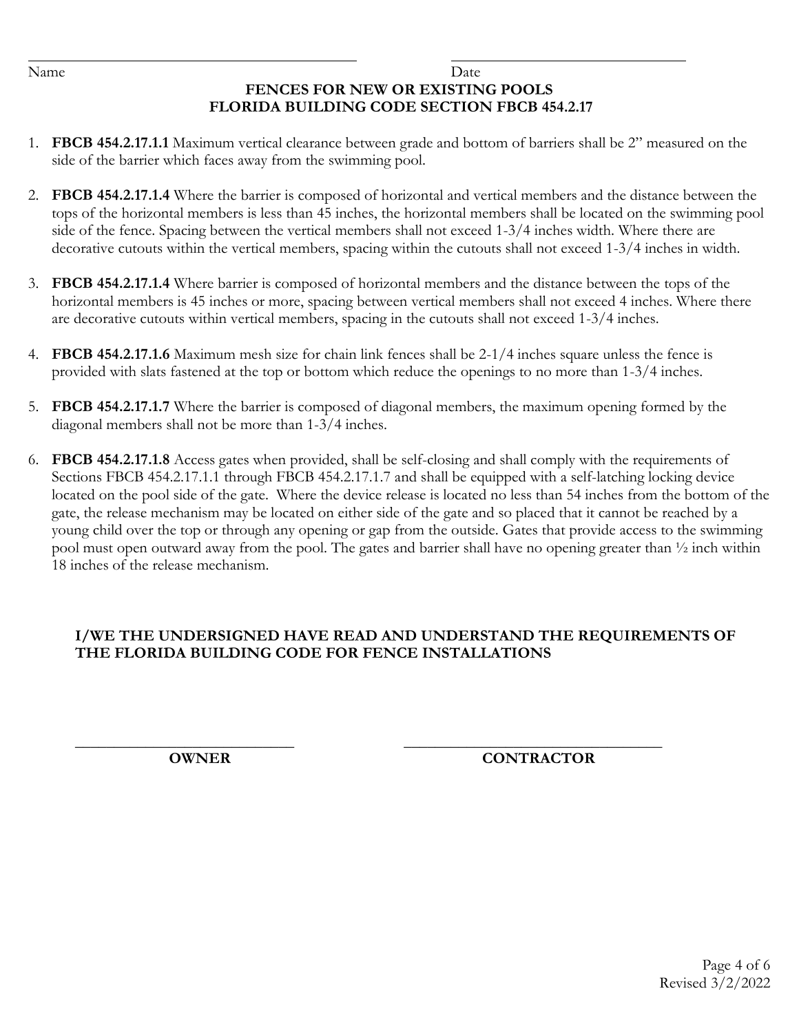\_\_\_\_\_\_\_\_\_\_\_\_\_\_\_\_\_\_\_\_\_\_\_\_\_\_\_\_\_\_\_\_\_\_\_\_\_\_\_\_ \_\_\_\_\_\_\_\_\_\_\_\_\_\_\_\_\_\_\_\_\_\_\_\_\_\_\_\_\_\_

Name Date

**FENCES FOR NEW OR EXISTING POOLS**
**FLORIDA BUILDING CODE SECTION FBCB 454.2.17**

1. **FBCB 454.2.17.1.1** Maximum vertical clearance between grade and bottom of barriers shall be 2" measured on the side of the barrier which faces away from the swimming pool.

2. **FBCB 454.2.17.1.4** Where the barrier is composed of horizontal and vertical members and the distance between the tops of the horizontal members is less than 45 inches, the horizontal members shall be located on the swimming pool side of the fence. Spacing between the vertical members shall not exceed 1-3/4 inches width. Where there are decorative cutouts within the vertical members, spacing within the cutouts shall not exceed 1-3/4 inches in width.

3. **FBCB 454.2.17.1.4** Where barrier is composed of horizontal members and the distance between the tops of the horizontal members is 45 inches or more, spacing between vertical members shall not exceed 4 inches. Where there are decorative cutouts within vertical members, spacing in the cutouts shall not exceed 1-3/4 inches.

4. **FBCB 454.2.17.1.6** Maximum mesh size for chain link fences shall be 2-1/4 inches square unless the fence is provided with slats fastened at the top or bottom which reduce the openings to no more than 1-3/4 inches.

5. **FBCB 454.2.17.1.7** Where the barrier is composed of diagonal members, the maximum opening formed by the diagonal members shall not be more than 1-3/4 inches.

6. **FBCB 454.2.17.1.8** Access gates when provided, shall be self-closing and shall comply with the requirements of Sections FBCB 454.2.17.1.1 through FBCB 454.2.17.1.7 and shall be equipped with a self-latching locking device located on the pool side of the gate. Where the device release is located no less than 54 inches from the bottom of the gate, the release mechanism may be located on either side of the gate and so placed that it cannot be reached by a young child over the top or through any opening or gap from the outside. Gates that provide access to the swimming pool must open outward away from the pool. The gates and barrier shall have no opening greater than ½ inch within 18 inches of the release mechanism.

**I/WE THE UNDERSIGNED HAVE READ AND UNDERSTAND THE REQUIREMENTS OF THE FLORIDA BUILDING CODE FOR FENCE INSTALLATIONS**

\_\_\_\_\_\_\_\_\_\_\_\_\_\_\_\_\_\_\_\_\_\_\_\_\_\_\_\_ \_\_\_\_\_\_\_\_\_\_\_\_\_\_\_\_\_\_\_\_\_\_\_\_\_\_\_\_\_\_\_\_\_

**OWNER** **CONTRACTOR**

Revised 3/2/2022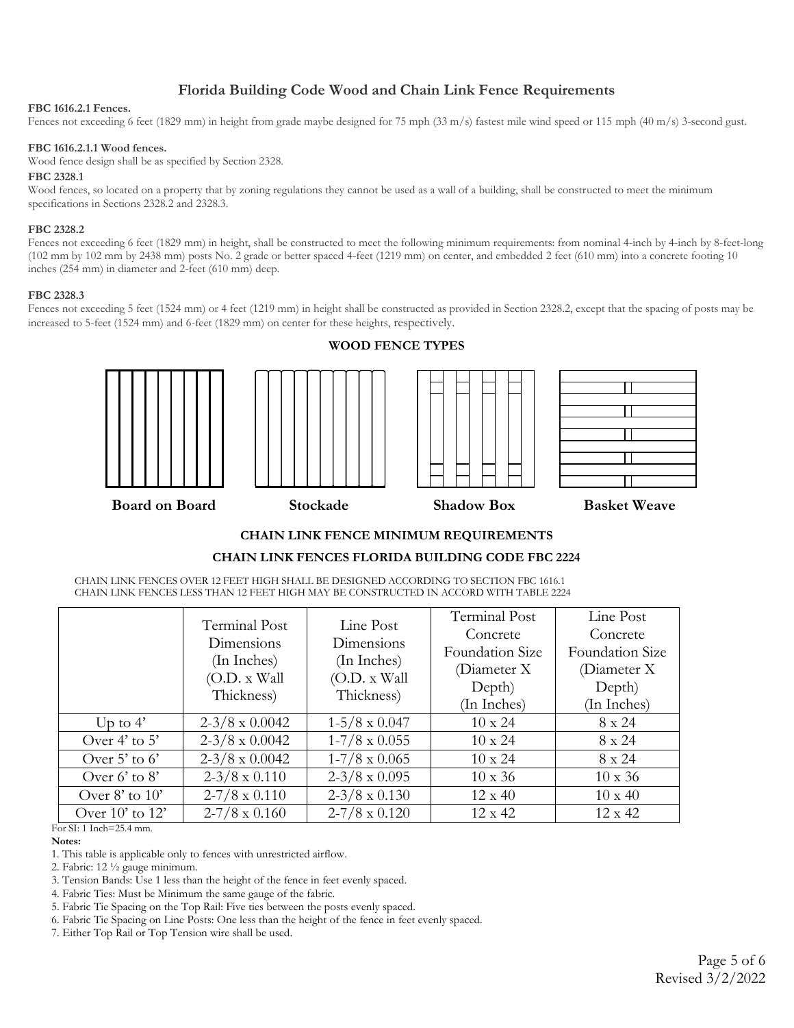# Florida Building Code Wood and Chain Link Fence Requirements

**FBC 1616.2.1 Fences.**

Fences not exceeding 6 feet (1829 mm) in height from grade maybe designed for 75 mph (33 m/s) fastest mile wind speed or 115 mph (40 m/s) 3-second gust.

**FBC 1616.2.1.1 Wood fences.**

Wood fence design shall be as specified by Section 2328.

**FBC 2328.1**

Wood fences, so located on a property that by zoning regulations they cannot be used as a wall of a building, shall be constructed to meet the minimum specifications in Sections 2328.2 and 2328.3.

**FBC 2328.2**

Fences not exceeding 6 feet (1829 mm) in height, shall be constructed to meet the following minimum requirements: from nominal 4-inch by 4-inch by 8-feet-long (102 mm by 102 mm by 2438 mm) posts No. 2 grade or better spaced 4-feet (1219 mm) on center, and embedded 2 feet (610 mm) into a concrete footing 10 inches (254 mm) in diameter and 2-feet (610 mm) deep.

**FBC 2328.3**

Fences not exceeding 5 feet (1524 mm) or 4 feet (1219 mm) in height shall be constructed as provided in Section 2328.2, except that the spacing of posts may be increased to 5-feet (1524 mm) and 6-feet (1829 mm) on center for these heights, respectively.

**WOOD FENCE TYPES**

**Board on Board** **Stockade** **Shadow Box** **Basket Weave**

**CHAIN LINK FENCE MINIMUM REQUIREMENTS**

**CHAIN LINK FENCES FLORIDA BUILDING CODE FBC 2224**

CHAIN LINK FENCES OVER 12 FEET HIGH SHALL BE DESIGNED ACCORDING TO SECTION FBC 1616.1
CHAIN LINK FENCES LESS THAN 12 FEET HIGH MAY BE CONSTRUCTED IN ACCORD WITH TABLE 2224

| | Terminal Post Dimensions (In Inches) (O.D. x Wall Thickness) | Line Post Dimensions (In Inches) (O.D. x Wall Thickness) | Terminal Post Concrete Foundation Size (Diameter X Depth) (In Inches) | Line Post Concrete Foundation Size (Diameter X Depth) (In Inches) |
|---|---|---|---|---|
| Up to 4’ | 2-3/8 x 0.0042 | 1-5/8 x 0.047 | 10 x 24 | 8 x 24 |
| Over 4’ to 5’ | 2-3/8 x 0.0042 | 1-7/8 x 0.055 | 10 x 24 | 8 x 24 |
| Over 5’ to 6’ | 2-3/8 x 0.0042 | 1-7/8 x 0.065 | 10 x 24 | 8 x 24 |
| Over 6’ to 8’ | 2-3/8 x 0.110 | 2-3/8 x 0.095 | 10 x 36 | 10 x 36 |
| Over 8’ to 10’ | 2-7/8 x 0.110 | 2-3/8 x 0.130 | 12 x 40 | 10 x 40 |
| Over 10’ to 12’ | 2-7/8 x 0.160 | 2-7/8 x 0.120 | 12 x 42 | 12 x 42 |

For SI: 1 Inch=25.4 mm.

**Notes:**

1. This table is applicable only to fences with unrestricted airflow.
2. Fabric: 12 ½ gauge minimum.
3. Tension Bands: Use 1 less than the height of the fence in feet evenly spaced.
4. Fabric Ties: Must be Minimum the same gauge of the fabric.
5. Fabric Tie Spacing on the Top Rail: Five ties between the posts evenly spaced.
6. Fabric Tie Spacing on Line Posts: One less than the height of the fence in feet evenly spaced.
7. Either Top Rail or Top Tension wire shall be used.

Revised 3/2/2022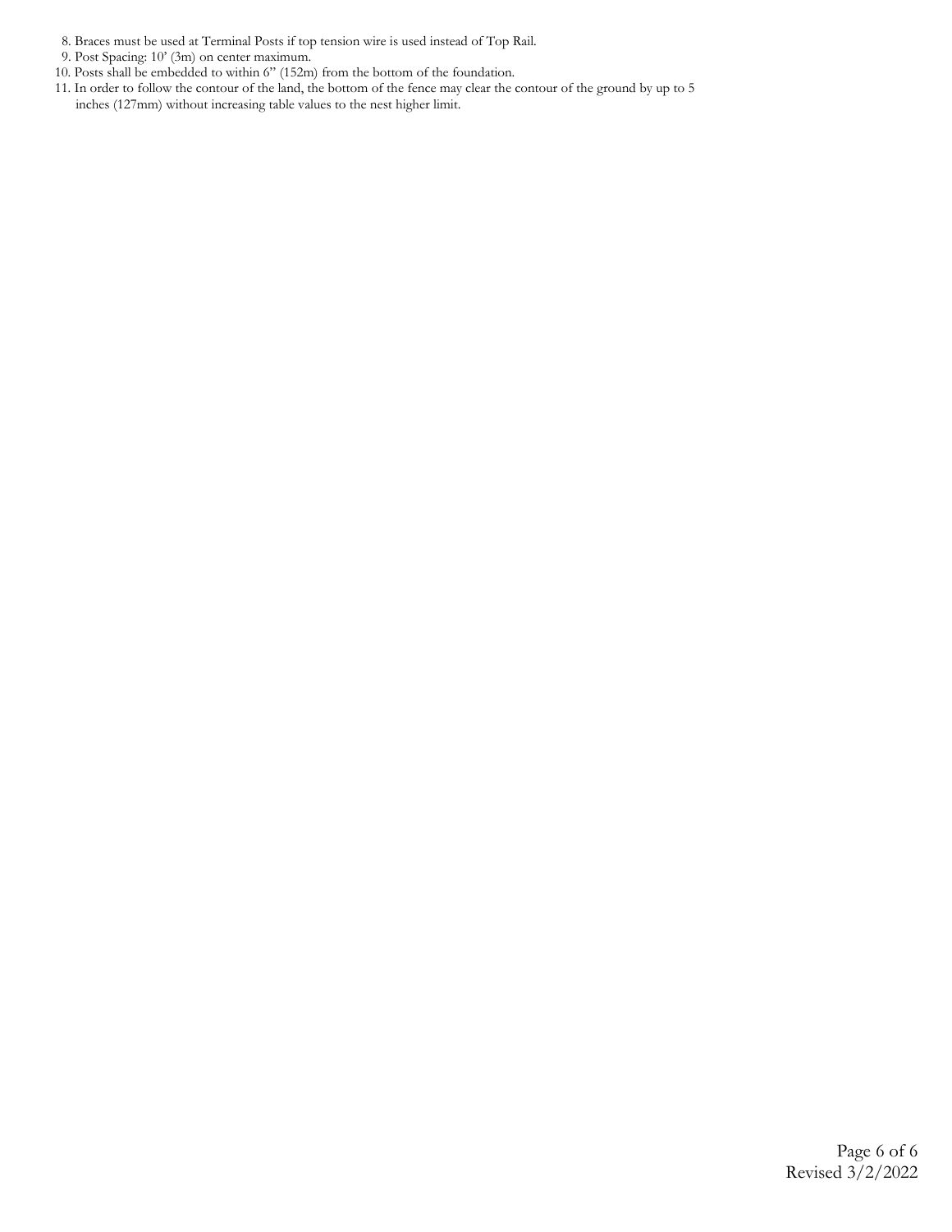8. Braces must be used at Terminal Posts if top tension wire is used instead of Top Rail.
9. Post Spacing: 10' (3m) on center maximum.
10. Posts shall be embedded to within 6" (152m) from the bottom of the foundation.
11. In order to follow the contour of the land, the bottom of the fence may clear the contour of the ground by up to 5 inches (127mm) without increasing table values to the nest higher limit.

Revised 3/2/2022